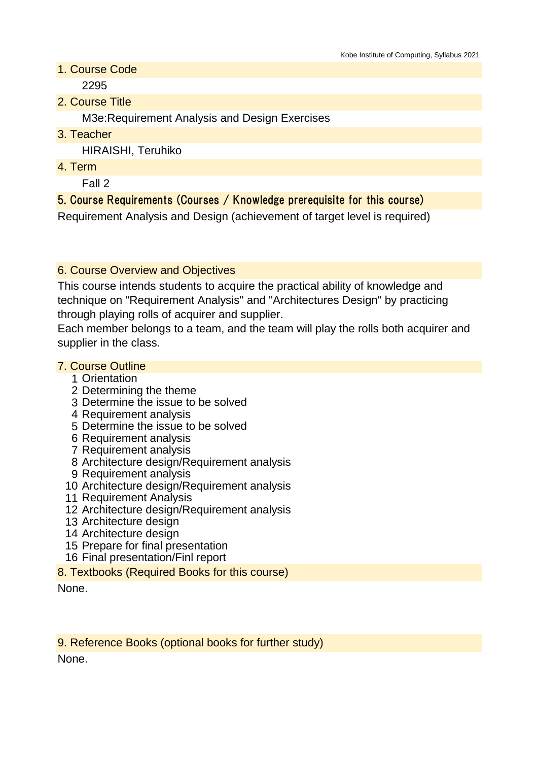## 1. Course Code

2295

## 2. Course Title

M3e:Requirement Analysis and Design Exercises

## 3. Teacher

HIRAISHI, Teruhiko

## 4. Term

Fall 2

## 5. Course Requirements (Courses / Knowledge prerequisite for this course)

Requirement Analysis and Design (achievement of target level is required)

## 6. Course Overview and Objectives

This course intends students to acquire the practical ability of knowledge and technique on "Requirement Analysis" and "Architectures Design" by practicing through playing rolls of acquirer and supplier.
Each member belongs to a team, and the team will play the rolls both acquirer and supplier in the class.

## 7. Course Outline

1. Orientation
2. Determining the theme
3. Determine the issue to be solved
4. Requirement analysis
5. Determine the issue to be solved
6. Requirement analysis
7. Requirement analysis
8. Architecture design/Requirement analysis
9. Requirement analysis
10. Architecture design/Requirement analysis
11. Requirement Analysis
12. Architecture design/Requirement analysis
13. Architecture design
14. Architecture design
15. Prepare for final presentation
16. Final presentation/Finl report

## 8. Textbooks (Required Books for this course)

None.

## 9. Reference Books (optional books for further study)

None.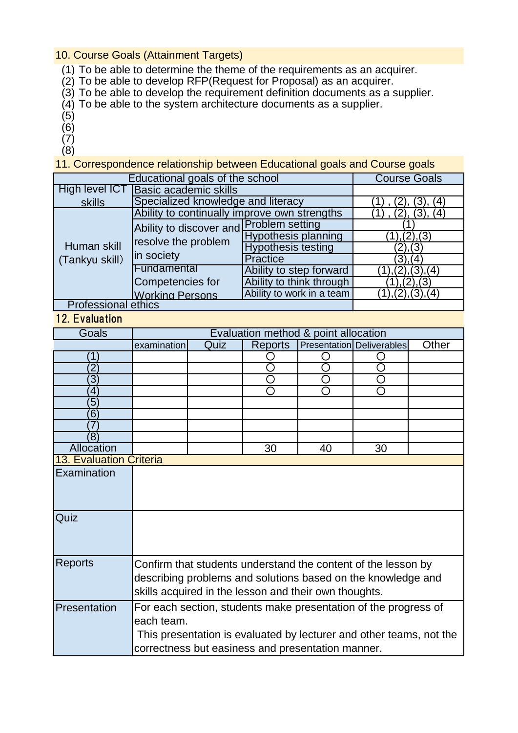## 10. Course Goals (Attainment Targets)

(1) To be able to determine the theme of the requirements as an acquirer.
(2) To be able to develop RFP(Request for Proposal) as an acquirer.
(3) To be able to develop the requirement definition documents as a supplier.
(4) To be able to the system architecture documents as a supplier.
(5)
(6)
(7)
(8)

## 11. Correspondence relationship between Educational goals and Course goals

| Educational goals of the school | | | Course Goals |
|---|---|---|---|
| High level ICT skills | Basic academic skills | | |
| | Specialized knowledge and literacy | | (1) , (2), (3), (4) |
| Human skill (Tankyu skill) | Ability to continually improve own strengths | | (1) , (2), (3), (4) |
| | Ability to discover and resolve the problem in society | Problem setting | (1) |
| | | Hypothesis planning | (1),(2),(3) |
| | | Hypothesis testing | (2),(3) |
| | | Practice | (3),(4) |
| | Fundamental Competencies for Working Persons | Ability to step forward | (1),(2),(3),(4) |
| | | Ability to think through | (1),(2),(3) |
| | | Ability to work in a team | (1),(2),(3),(4) |
| Professional ethics | | | |

## 12. Evaluation

| Goals | Evaluation method & point allocation | | | | | |
|---|---|---|---|---|---|---|
| | examination | Quiz | Reports | Presentation | Deliverables | Other |
| (1) | | | ○ | ○ | ○ | |
| (2) | | | ○ | ○ | ○ | |
| (3) | | | ○ | ○ | ○ | |
| (4) | | | ○ | ○ | ○ | |
| (5) | | | | | | |
| (6) | | | | | | |
| (7) | | | | | | |
| (8) | | | | | | |
| Allocation | | | 30 | 40 | 30 | |

## 13. Evaluation Criteria

| | |
|---|---|
| Examination | |
| Quiz | |
| Reports | Confirm that students understand the content of the lesson by describing problems and solutions based on the knowledge and skills acquired in the lesson and their own thoughts. |
| Presentation | For each section, students make presentation of the progress of each team. This presentation is evaluated by lecturer and other teams, not the correctness but easiness and presentation manner. |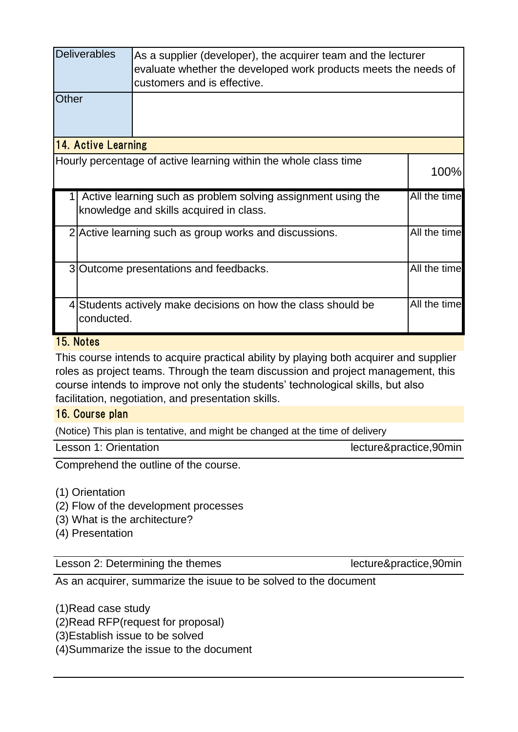| Deliverables | As a supplier (developer), the acquirer team and the lecturer evaluate whether the developed work products meets the needs of customers and is effective. |
|---|---|
| Other | |

## 14. Active Learning

| Hourly percentage of active learning within the whole class time | | 100% |
|---|---|---|
| 1 | Active learning such as problem solving assignment using the knowledge and skills acquired in class. | All the time |
| 2 | Active learning such as group works and discussions. | All the time |
| 3 | Outcome presentations and feedbacks. | All the time |
| 4 | Students actively make decisions on how the class should be conducted. | All the time |

## 15. Notes

This course intends to acquire practical ability by playing both acquirer and supplier roles as project teams. Through the team discussion and project management, this course intends to improve not only the students' technological skills, but also facilitation, negotiation, and presentation skills.

## 16. Course plan

(Notice) This plan is tentative, and might be changed at the time of delivery

| Lesson 1: Orientation | lecture&practice,90min |
|---|---|

Comprehend the outline of the course.

(1) Orientation
(2) Flow of the development processes
(3) What is the architecture?
(4) Presentation

| Lesson 2: Determining the themes | lecture&practice,90min |
|---|---|

As an acquirer, summarize the isuue to be solved to the document

(1)Read case study
(2)Read RFP(request for proposal)
(3)Establish issue to be solved
(4)Summarize the issue to the document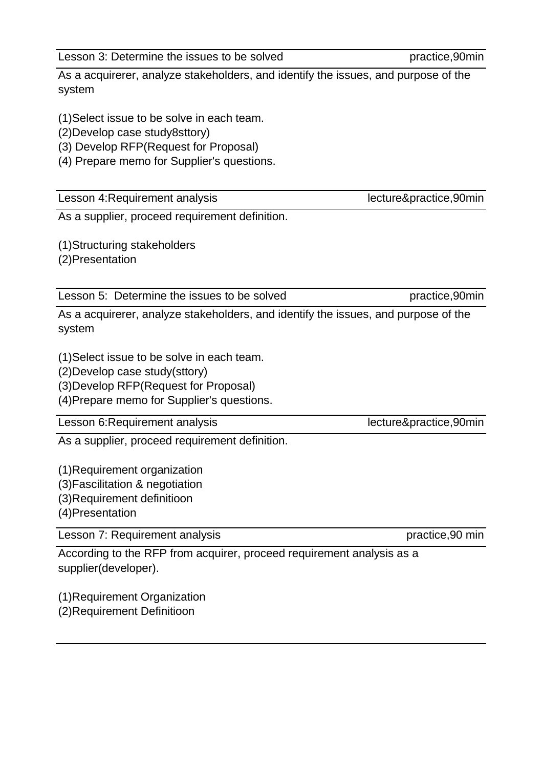| Lesson 3: Determine the issues to be solved | practice,90min |
|---|---|

As a acquirerer, analyze stakeholders, and identify the issues, and purpose of the system

(1)Select issue to be solve in each team.
(2)Develop case study8sttory)
(3) Develop RFP(Request for Proposal)
(4) Prepare memo for Supplier's questions.

| Lesson 4:Requirement analysis | lecture&practice,90min |
|---|---|

As a supplier, proceed requirement definition.

(1)Structuring stakeholders
(2)Presentation

| Lesson 5: Determine the issues to be solved | practice,90min |
|---|---|

As a acquirerer, analyze stakeholders, and identify the issues, and purpose of the system

(1)Select issue to be solve in each team.
(2)Develop case study(sttory)
(3)Develop RFP(Request for Proposal)
(4)Prepare memo for Supplier's questions.

| Lesson 6:Requirement analysis | lecture&practice,90min |
|---|---|

As a supplier, proceed requirement definition.

(1)Requirement organization
(3)Fascilitation & negotiation
(3)Requirement definitioon
(4)Presentation

| Lesson 7: Requirement analysis | practice,90 min |
|---|---|

According to the RFP from acquirer, proceed requirement analysis as a supplier(developer).

(1)Requirement Organization
(2)Requirement Definitioon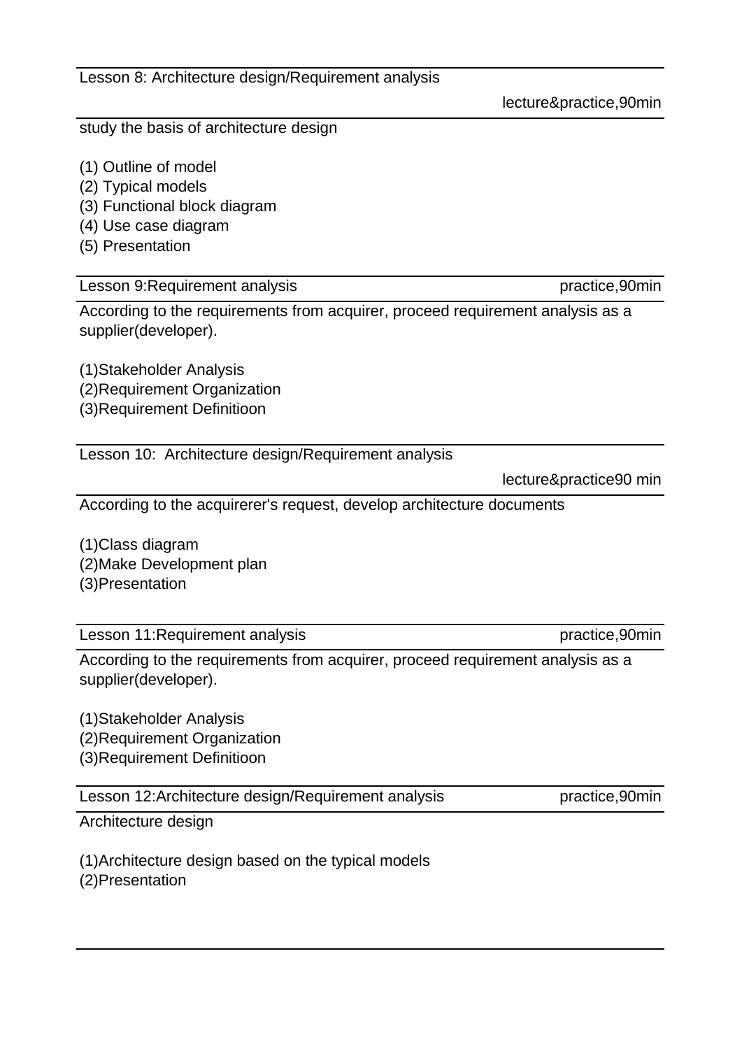## Lesson 8: Architecture design/Requirement analysis

lecture&practice,90min

study the basis of architecture design

(1) Outline of model
(2) Typical models
(3) Functional block diagram
(4) Use case diagram
(5) Presentation

## Lesson 9:Requirement analysis

practice,90min

According to the requirements from acquirer, proceed requirement analysis as a supplier(developer).

(1)Stakeholder Analysis
(2)Requirement Organization
(3)Requirement Definitioon

## Lesson 10: Architecture design/Requirement analysis

lecture&practice90 min

According to the acquirerer's request, develop architecture documents

(1)Class diagram
(2)Make Development plan
(3)Presentation

## Lesson 11:Requirement analysis

practice,90min

According to the requirements from acquirer, proceed requirement analysis as a supplier(developer).

(1)Stakeholder Analysis
(2)Requirement Organization
(3)Requirement Definitioon

## Lesson 12:Architecture design/Requirement analysis

practice,90min

Architecture design

(1)Architecture design based on the typical models
(2)Presentation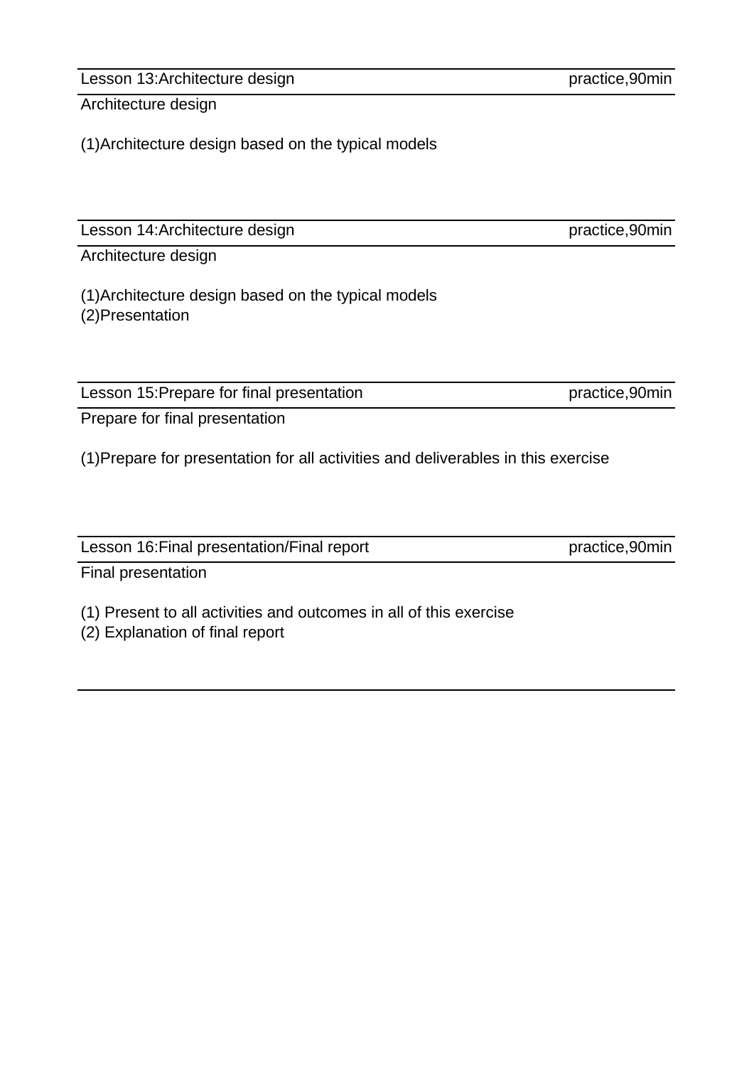| Lesson 13:Architecture design | practice,90min |
|---|---|

Architecture design

(1)Architecture design based on the typical models

| Lesson 14:Architecture design | practice,90min |
|---|---|

Architecture design

(1)Architecture design based on the typical models
(2)Presentation

| Lesson 15:Prepare for final presentation | practice,90min |
|---|---|

Prepare for final presentation

(1)Prepare for presentation for all activities and deliverables in this exercise

| Lesson 16:Final presentation/Final report | practice,90min |
|---|---|

Final presentation

(1) Present to all activities and outcomes in all of this exercise
(2) Explanation of final report